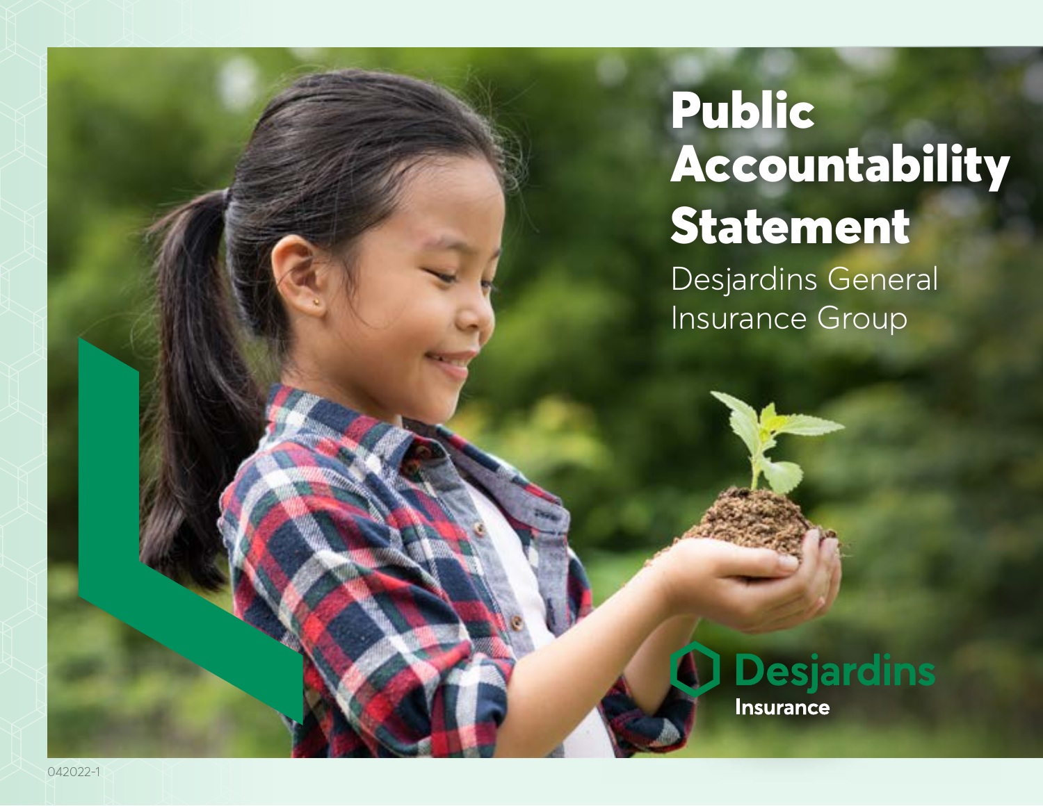# Public Accountability Statement

Desjardins General Insurance Group

Desjardins Insurance

042022-1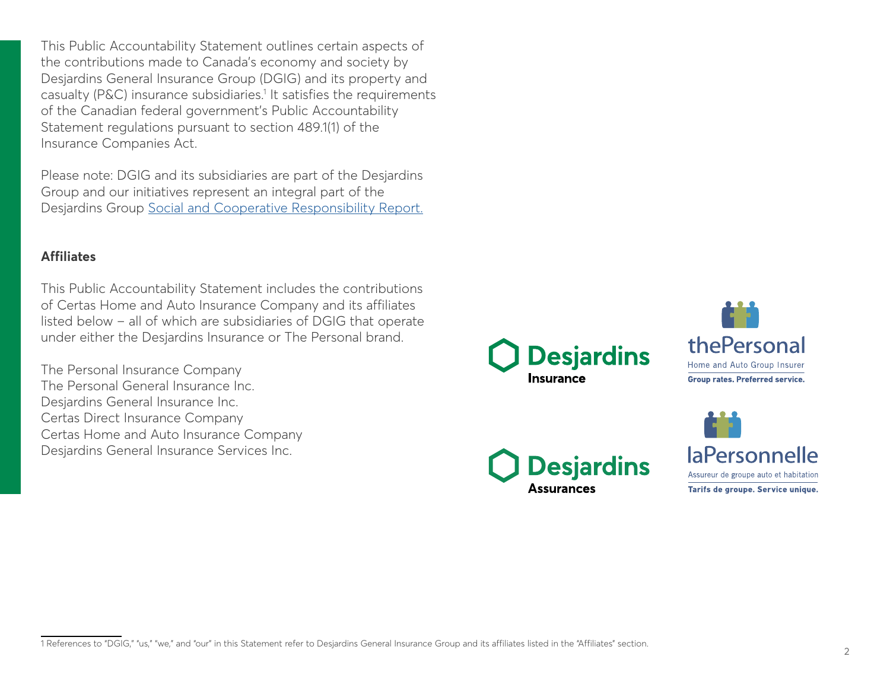This Public Accountability Statement outlines certain aspects of the contributions made to Canada's economy and society by Desjardins General Insurance Group (DGIG) and its property and casualty (P&C) insurance subsidiaries.[1] It satisfies the requirements of the Canadian federal government's Public Accountability Statement regulations pursuant to section 489.1(1) of the Insurance Companies Act.

Please note: DGIG and its subsidiaries are part of the Desjardins Group and our initiatives represent an integral part of the Desjardins Group Social and Cooperative Responsibility Report.

**Affiliates**

This Public Accountability Statement includes the contributions of Certas Home and Auto Insurance Company and its affiliates listed below – all of which are subsidiaries of DGIG that operate under either the Desjardins Insurance or The Personal brand.

The Personal Insurance Company
The Personal General Insurance Inc.
Desjardins General Insurance Inc.
Certas Direct Insurance Company
Certas Home and Auto Insurance Company
Desjardins General Insurance Services Inc.

Desjardins Insurance

thePersonal
Home and Auto Group Insurer
Group rates. Preferred service.

Desjardins Assurances

laPersonnelle
Assureur de groupe auto et habitation
Tarifs de groupe. Service unique.

---

1 References to "DGIG," "us," "we," and "our" in this Statement refer to Desjardins General Insurance Group and its affiliates listed in the "Affiliates" section.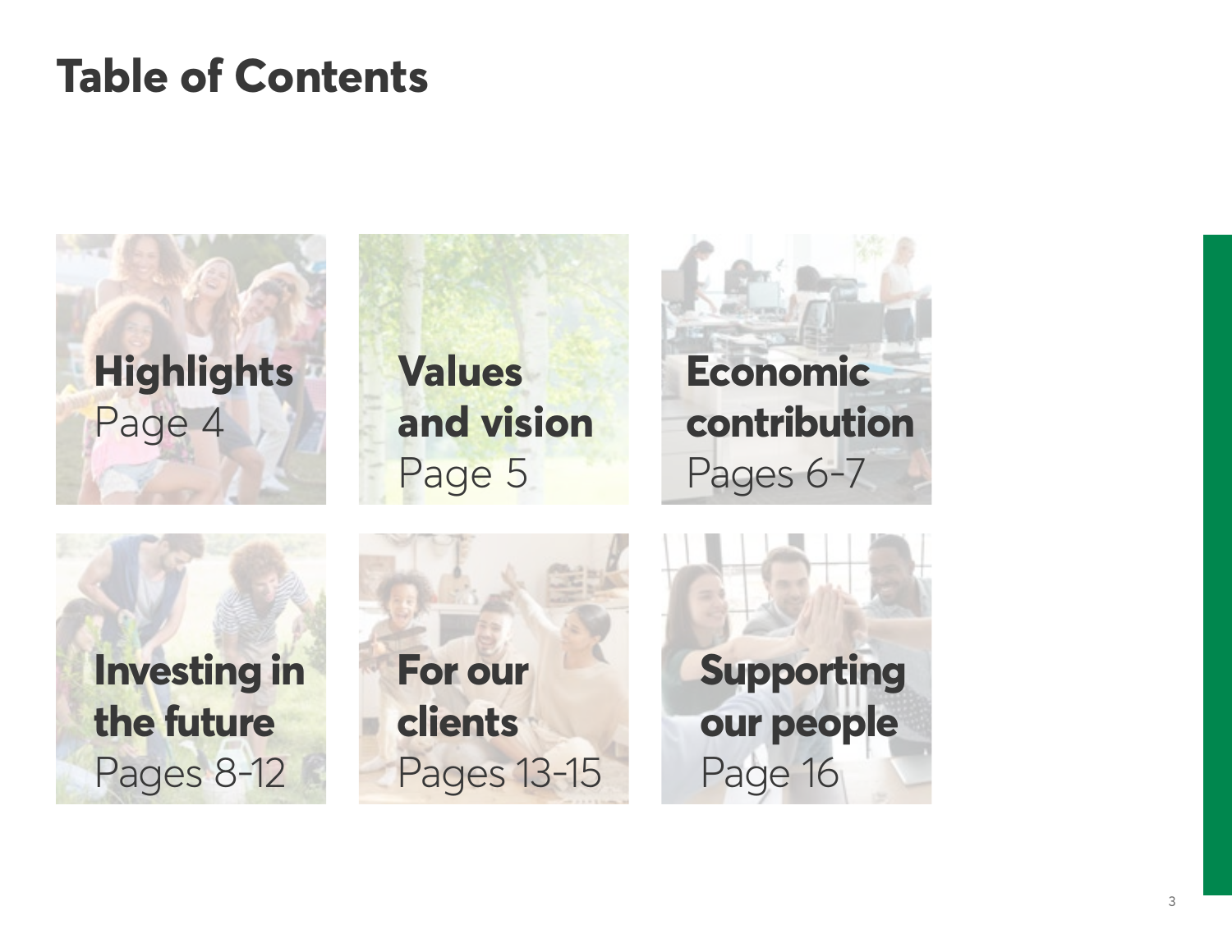# Table of Contents

**Highlights**
Page 4

**Values and vision**
Page 5

**Economic contribution**
Pages 6-7

**Investing in the future**
Pages 8-12

**For our clients**
Pages 13-15

**Supporting our people**
Page 16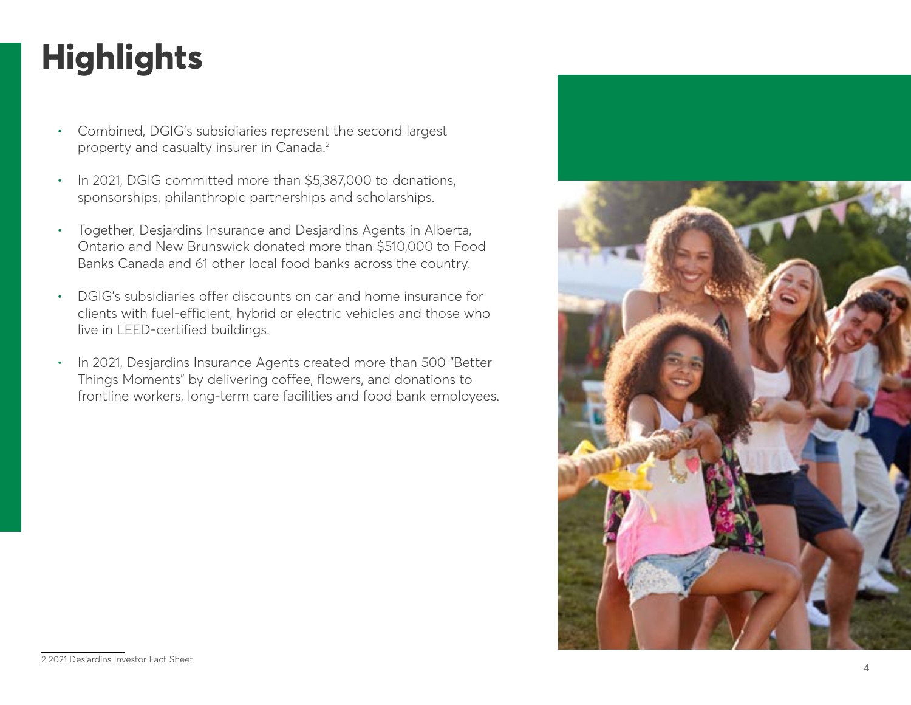# Highlights

- Combined, DGIG's subsidiaries represent the second largest property and casualty insurer in Canada.[2]
- In 2021, DGIG committed more than $5,387,000 to donations, sponsorships, philanthropic partnerships and scholarships.
- Together, Desjardins Insurance and Desjardins Agents in Alberta, Ontario and New Brunswick donated more than $510,000 to Food Banks Canada and 61 other local food banks across the country.
- DGIG's subsidiaries offer discounts on car and home insurance for clients with fuel-efficient, hybrid or electric vehicles and those who live in LEED-certified buildings.
- In 2021, Desjardins Insurance Agents created more than 500 "Better Things Moments" by delivering coffee, flowers, and donations to frontline workers, long-term care facilities and food bank employees.

2 2021 Desjardins Investor Fact Sheet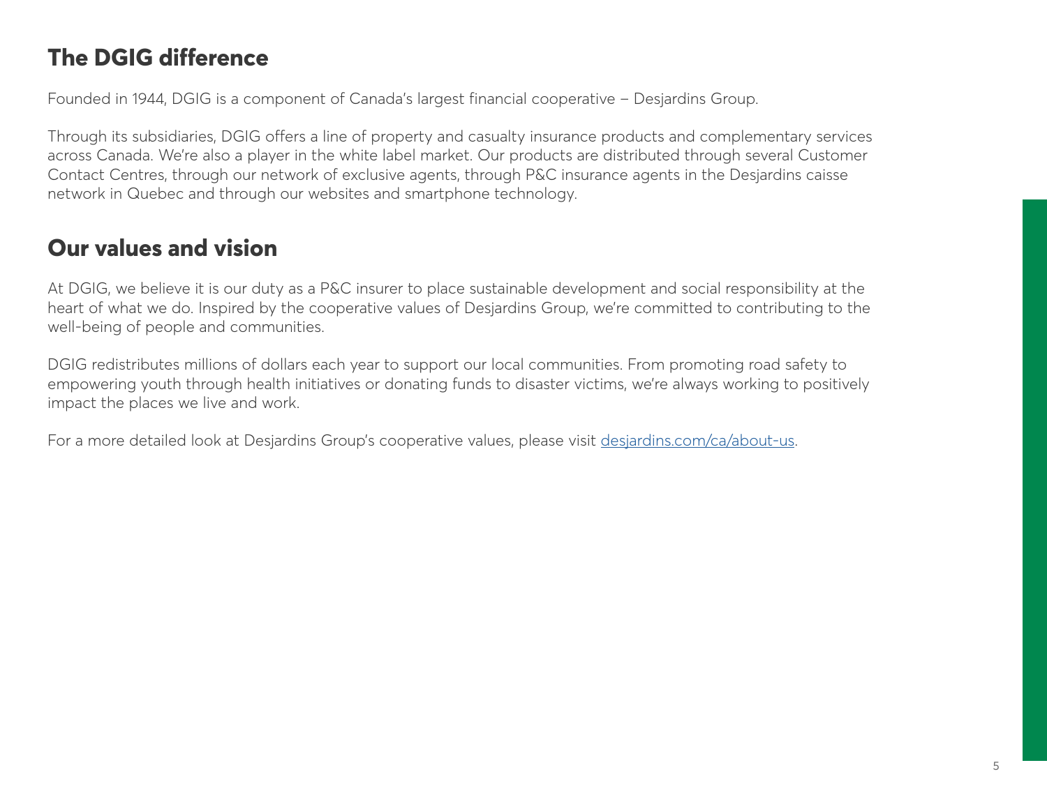## The DGIG difference

Founded in 1944, DGIG is a component of Canada's largest financial cooperative – Desjardins Group.

Through its subsidiaries, DGIG offers a line of property and casualty insurance products and complementary services across Canada. We're also a player in the white label market. Our products are distributed through several Customer Contact Centres, through our network of exclusive agents, through P&C insurance agents in the Desjardins caisse network in Quebec and through our websites and smartphone technology.

## Our values and vision

At DGIG, we believe it is our duty as a P&C insurer to place sustainable development and social responsibility at the heart of what we do. Inspired by the cooperative values of Desjardins Group, we're committed to contributing to the well-being of people and communities.

DGIG redistributes millions of dollars each year to support our local communities. From promoting road safety to empowering youth through health initiatives or donating funds to disaster victims, we're always working to positively impact the places we live and work.

For a more detailed look at Desjardins Group's cooperative values, please visit [desjardins.com/ca/about-us](https://desjardins.com/ca/about-us).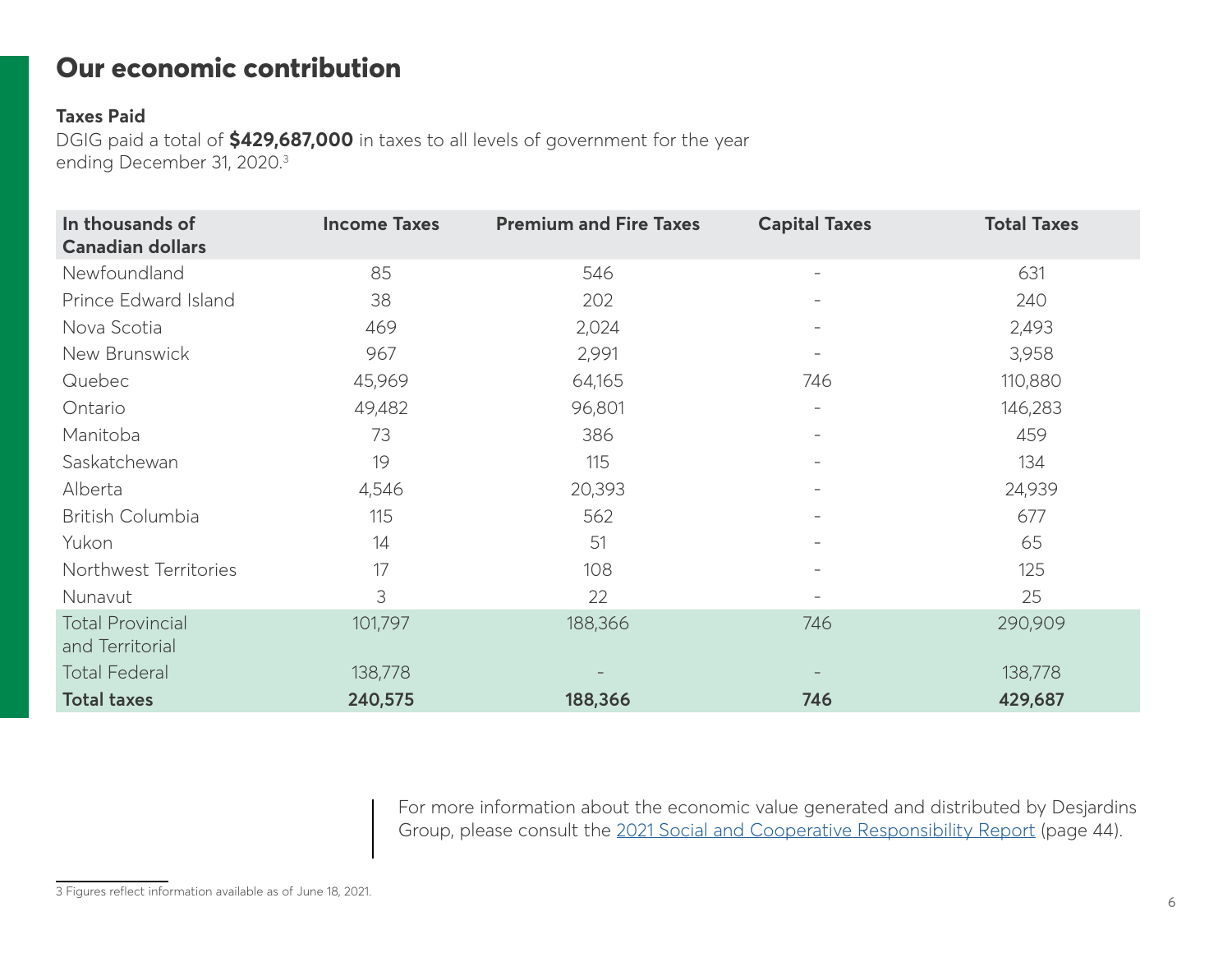## Our economic contribution

**Taxes Paid**

DGIG paid a total of **$429,687,000** in taxes to all levels of government for the year ending December 31, 2020.[3]

| In thousands of Canadian dollars | Income Taxes | Premium and Fire Taxes | Capital Taxes | Total Taxes |
|---|---|---|---|---|
| Newfoundland | 85 | 546 | - | 631 |
| Prince Edward Island | 38 | 202 | - | 240 |
| Nova Scotia | 469 | 2,024 | - | 2,493 |
| New Brunswick | 967 | 2,991 | - | 3,958 |
| Quebec | 45,969 | 64,165 | 746 | 110,880 |
| Ontario | 49,482 | 96,801 | - | 146,283 |
| Manitoba | 73 | 386 | - | 459 |
| Saskatchewan | 19 | 115 | - | 134 |
| Alberta | 4,546 | 20,393 | - | 24,939 |
| British Columbia | 115 | 562 | - | 677 |
| Yukon | 14 | 51 | - | 65 |
| Northwest Territories | 17 | 108 | - | 125 |
| Nunavut | 3 | 22 | - | 25 |
| Total Provincial and Territorial | 101,797 | 188,366 | 746 | 290,909 |
| Total Federal | 138,778 | - | - | 138,778 |
| **Total taxes** | **240,575** | **188,366** | **746** | **429,687** |

For more information about the economic value generated and distributed by Desjardins Group, please consult the 2021 Social and Cooperative Responsibility Report (page 44).

3 Figures reflect information available as of June 18, 2021.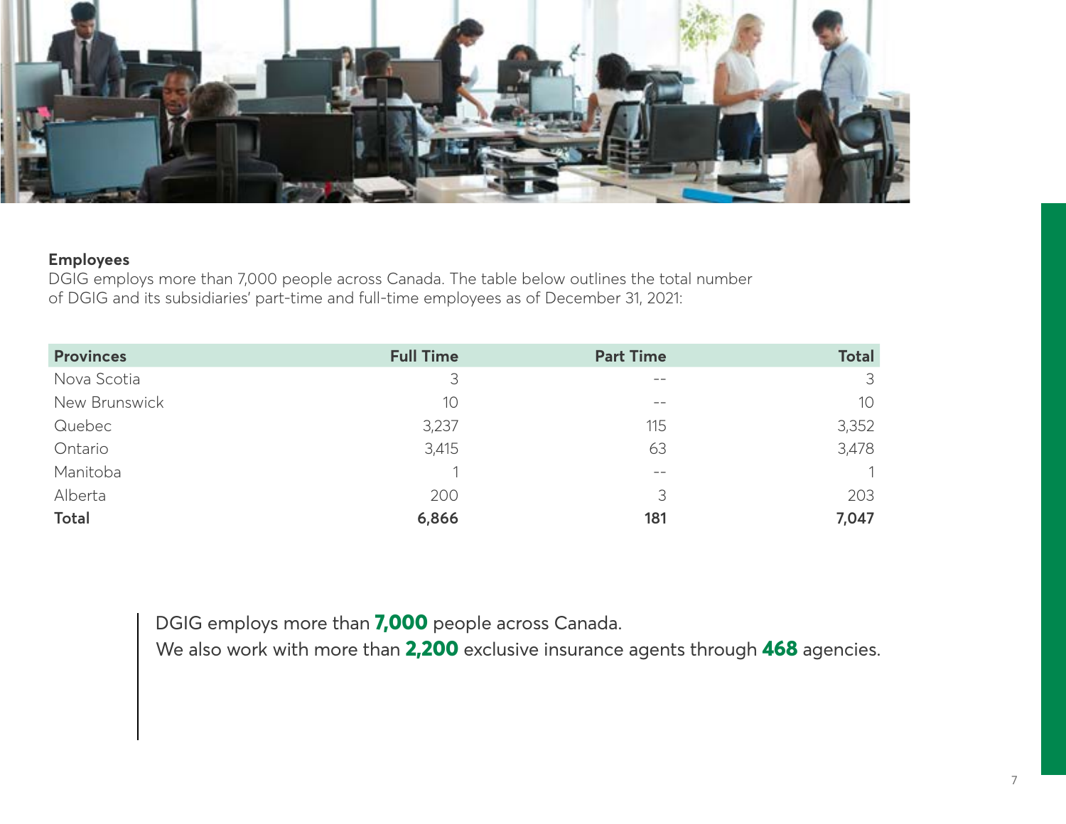**Employees**

DGIG employs more than 7,000 people across Canada. The table below outlines the total number of DGIG and its subsidiaries' part-time and full-time employees as of December 31, 2021:

| Provinces | Full Time | Part Time | Total |
|---|---|---|---|
| Nova Scotia | 3 | -- | 3 |
| New Brunswick | 10 | -- | 10 |
| Quebec | 3,237 | 115 | 3,352 |
| Ontario | 3,415 | 63 | 3,478 |
| Manitoba | 1 | -- | 1 |
| Alberta | 200 | 3 | 203 |
| **Total** | **6,866** | **181** | **7,047** |

DGIG employs more than **7,000** people across Canada.
We also work with more than **2,200** exclusive insurance agents through **468** agencies.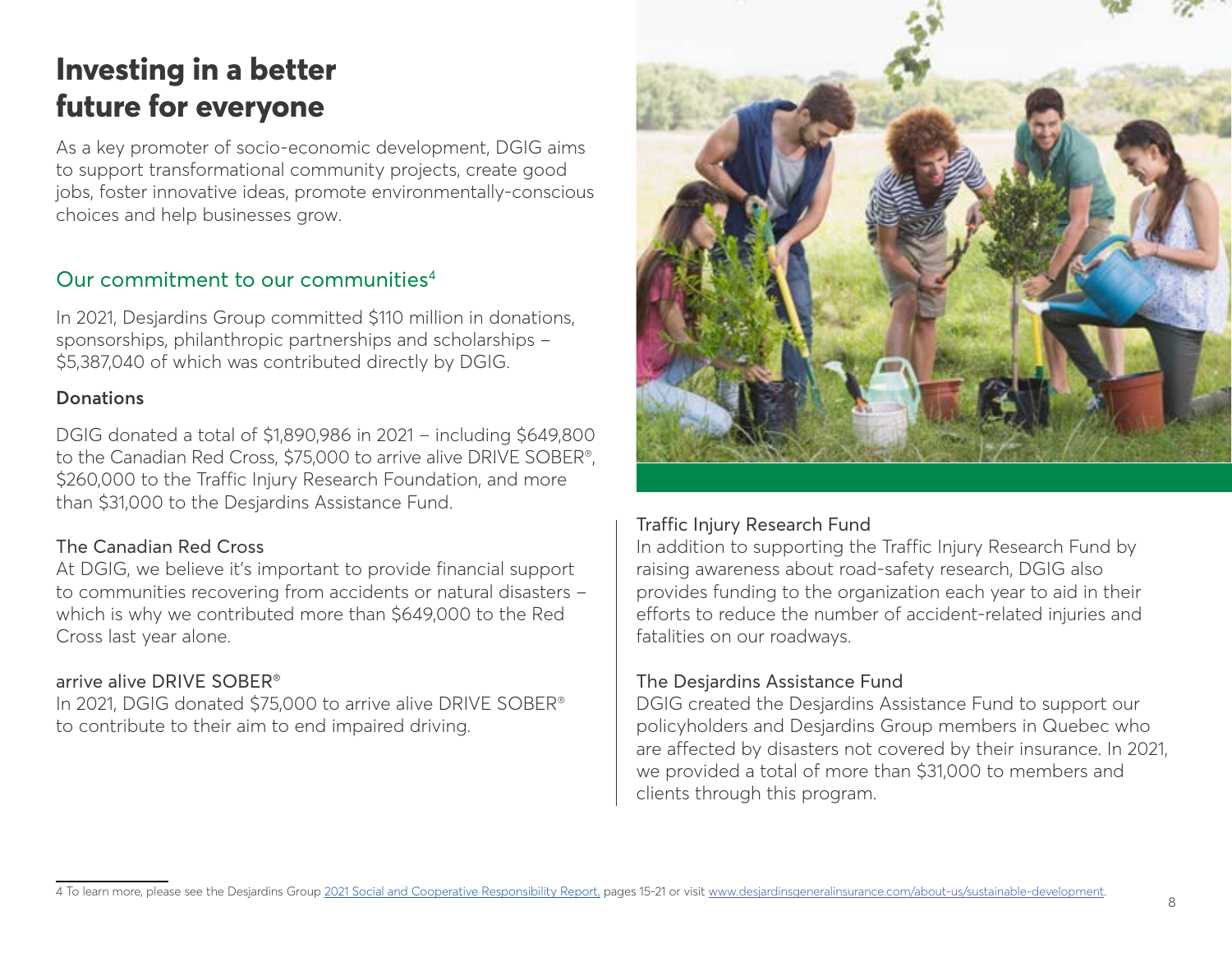# Investing in a better future for everyone

As a key promoter of socio-economic development, DGIG aims to support transformational community projects, create good jobs, foster innovative ideas, promote environmentally-conscious choices and help businesses grow.

## Our commitment to our communities[4]

In 2021, Desjardins Group committed $110 million in donations, sponsorships, philanthropic partnerships and scholarships – $5,387,040 of which was contributed directly by DGIG.

### Donations

DGIG donated a total of $1,890,986 in 2021 – including $649,800 to the Canadian Red Cross, $75,000 to arrive alive DRIVE SOBER®, $260,000 to the Traffic Injury Research Foundation, and more than $31,000 to the Desjardins Assistance Fund.

#### The Canadian Red Cross

At DGIG, we believe it's important to provide financial support to communities recovering from accidents or natural disasters – which is why we contributed more than $649,000 to the Red Cross last year alone.

#### arrive alive DRIVE SOBER®

In 2021, DGIG donated $75,000 to arrive alive DRIVE SOBER® to contribute to their aim to end impaired driving.

#### Traffic Injury Research Fund

In addition to supporting the Traffic Injury Research Fund by raising awareness about road-safety research, DGIG also provides funding to the organization each year to aid in their efforts to reduce the number of accident-related injuries and fatalities on our roadways.

#### The Desjardins Assistance Fund

DGIG created the Desjardins Assistance Fund to support our policyholders and Desjardins Group members in Quebec who are affected by disasters not covered by their insurance. In 2021, we provided a total of more than $31,000 to members and clients through this program.

---

4 To learn more, please see the Desjardins Group 2021 Social and Cooperative Responsibility Report, pages 15-21 or visit www.desjardinsgeneralinsurance.com/about-us/sustainable-development.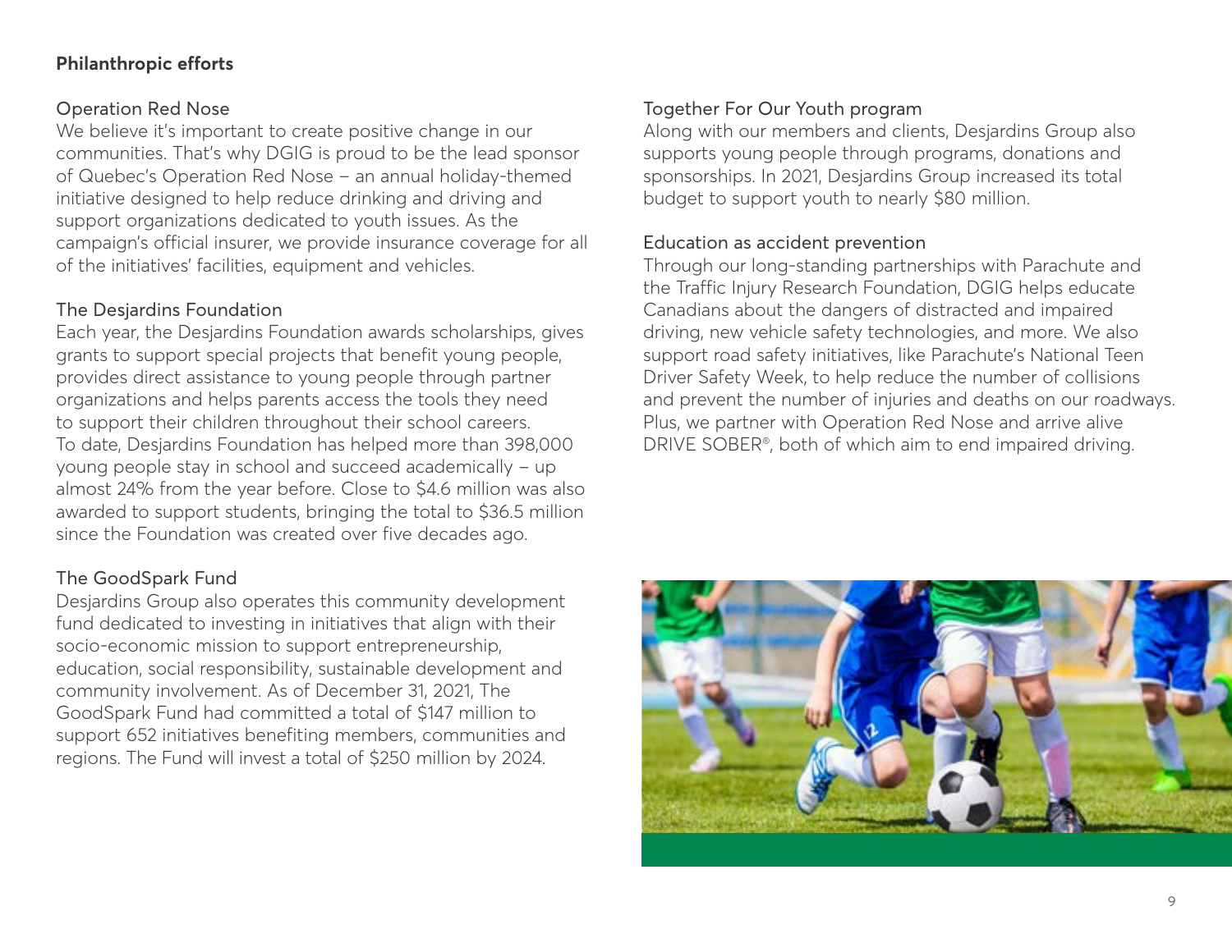## Philanthropic efforts

### Operation Red Nose

We believe it's important to create positive change in our communities. That's why DGIG is proud to be the lead sponsor of Quebec's Operation Red Nose – an annual holiday-themed initiative designed to help reduce drinking and driving and support organizations dedicated to youth issues. As the campaign's official insurer, we provide insurance coverage for all of the initiatives' facilities, equipment and vehicles.

### The Desjardins Foundation

Each year, the Desjardins Foundation awards scholarships, gives grants to support special projects that benefit young people, provides direct assistance to young people through partner organizations and helps parents access the tools they need to support their children throughout their school careers. To date, Desjardins Foundation has helped more than 398,000 young people stay in school and succeed academically – up almost 24% from the year before. Close to $4.6 million was also awarded to support students, bringing the total to $36.5 million since the Foundation was created over five decades ago.

### The GoodSpark Fund

Desjardins Group also operates this community development fund dedicated to investing in initiatives that align with their socio-economic mission to support entrepreneurship, education, social responsibility, sustainable development and community involvement. As of December 31, 2021, The GoodSpark Fund had committed a total of $147 million to support 652 initiatives benefiting members, communities and regions. The Fund will invest a total of $250 million by 2024.

### Together For Our Youth program

Along with our members and clients, Desjardins Group also supports young people through programs, donations and sponsorships. In 2021, Desjardins Group increased its total budget to support youth to nearly $80 million.

### Education as accident prevention

Through our long-standing partnerships with Parachute and the Traffic Injury Research Foundation, DGIG helps educate Canadians about the dangers of distracted and impaired driving, new vehicle safety technologies, and more. We also support road safety initiatives, like Parachute's National Teen Driver Safety Week, to help reduce the number of collisions and prevent the number of injuries and deaths on our roadways. Plus, we partner with Operation Red Nose and arrive alive DRIVE SOBER®, both of which aim to end impaired driving.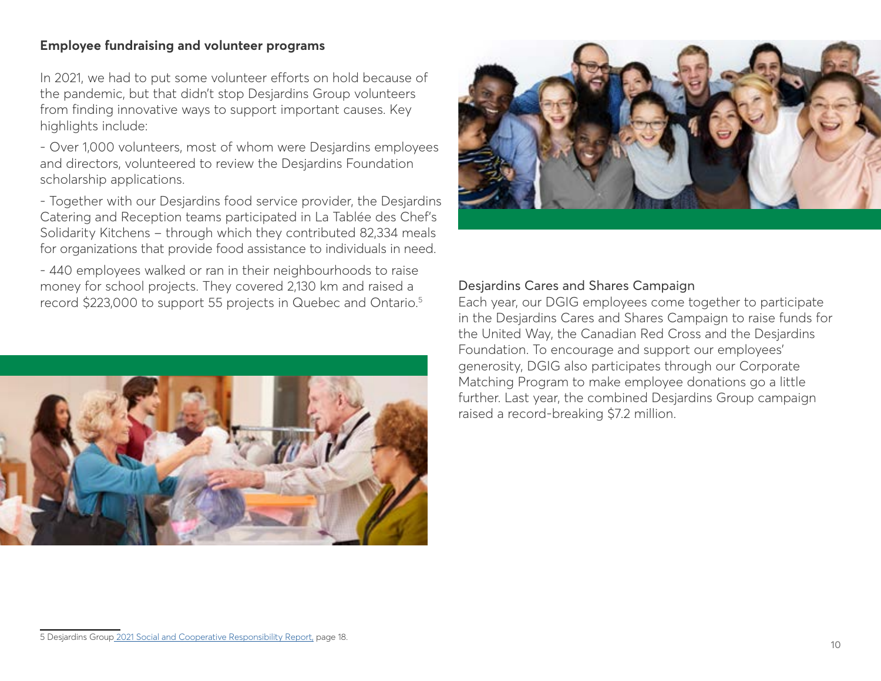**Employee fundraising and volunteer programs**

In 2021, we had to put some volunteer efforts on hold because of the pandemic, but that didn't stop Desjardins Group volunteers from finding innovative ways to support important causes. Key highlights include:

- Over 1,000 volunteers, most of whom were Desjardins employees and directors, volunteered to review the Desjardins Foundation scholarship applications.

- Together with our Desjardins food service provider, the Desjardins Catering and Reception teams participated in La Tablée des Chef's Solidarity Kitchens – through which they contributed 82,334 meals for organizations that provide food assistance to individuals in need.

- 440 employees walked or ran in their neighbourhoods to raise money for school projects. They covered 2,130 km and raised a record $223,000 to support 55 projects in Quebec and Ontario.[5]

Desjardins Cares and Shares Campaign

Each year, our DGIG employees come together to participate in the Desjardins Cares and Shares Campaign to raise funds for the United Way, the Canadian Red Cross and the Desjardins Foundation. To encourage and support our employees' generosity, DGIG also participates through our Corporate Matching Program to make employee donations go a little further. Last year, the combined Desjardins Group campaign raised a record-breaking $7.2 million.

5 Desjardins Group 2021 Social and Cooperative Responsibility Report, page 18.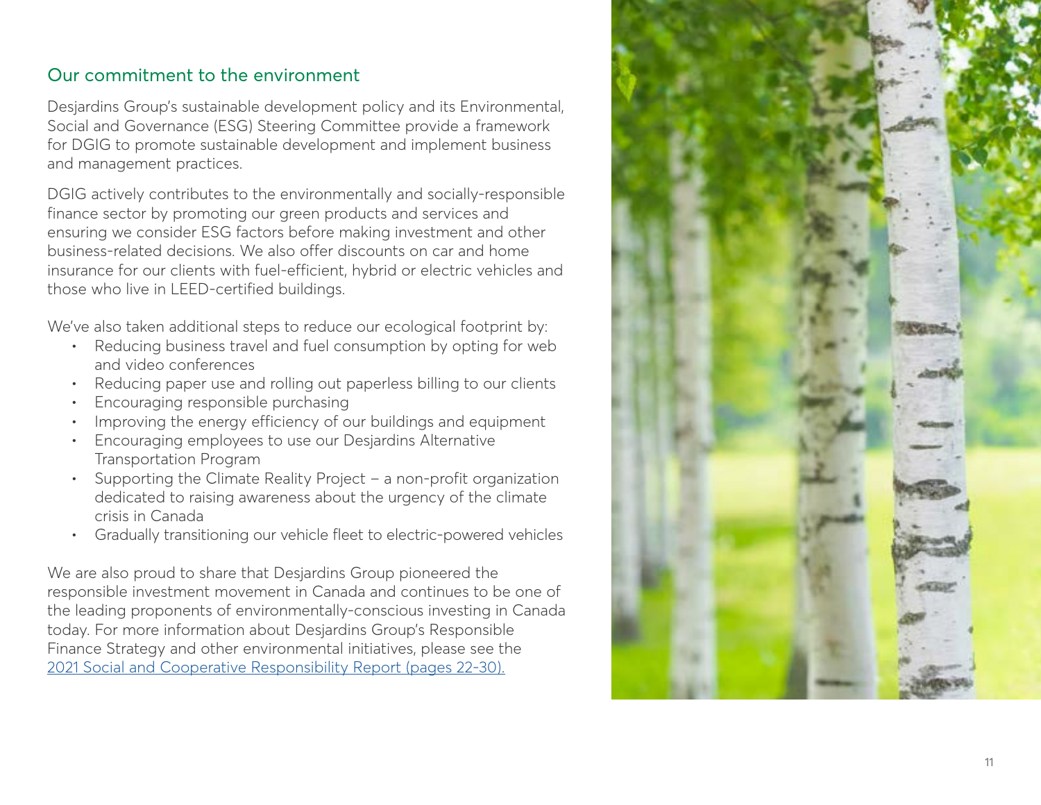## Our commitment to the environment

Desjardins Group's sustainable development policy and its Environmental, Social and Governance (ESG) Steering Committee provide a framework for DGIG to promote sustainable development and implement business and management practices.

DGIG actively contributes to the environmentally and socially-responsible finance sector by promoting our green products and services and ensuring we consider ESG factors before making investment and other business-related decisions. We also offer discounts on car and home insurance for our clients with fuel-efficient, hybrid or electric vehicles and those who live in LEED-certified buildings.

We've also taken additional steps to reduce our ecological footprint by:

- Reducing business travel and fuel consumption by opting for web and video conferences
- Reducing paper use and rolling out paperless billing to our clients
- Encouraging responsible purchasing
- Improving the energy efficiency of our buildings and equipment
- Encouraging employees to use our Desjardins Alternative Transportation Program
- Supporting the Climate Reality Project – a non-profit organization dedicated to raising awareness about the urgency of the climate crisis in Canada
- Gradually transitioning our vehicle fleet to electric-powered vehicles

We are also proud to share that Desjardins Group pioneered the responsible investment movement in Canada and continues to be one of the leading proponents of environmentally-conscious investing in Canada today. For more information about Desjardins Group's Responsible Finance Strategy and other environmental initiatives, please see the 2021 Social and Cooperative Responsibility Report (pages 22-30).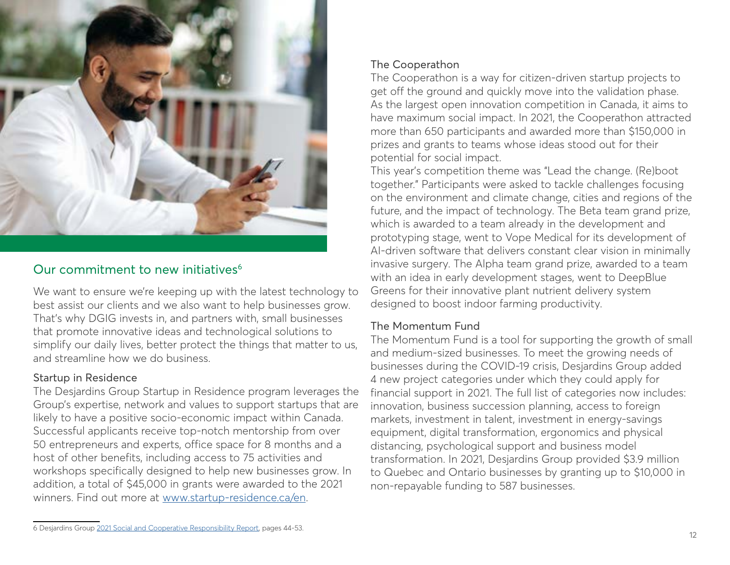## Our commitment to new initiatives[6]

We want to ensure we're keeping up with the latest technology to best assist our clients and we also want to help businesses grow. That's why DGIG invests in, and partners with, small businesses that promote innovative ideas and technological solutions to simplify our daily lives, better protect the things that matter to us, and streamline how we do business.

### Startup in Residence

The Desjardins Group Startup in Residence program leverages the Group's expertise, network and values to support startups that are likely to have a positive socio-economic impact within Canada. Successful applicants receive top-notch mentorship from over 50 entrepreneurs and experts, office space for 8 months and a host of other benefits, including access to 75 activities and workshops specifically designed to help new businesses grow. In addition, a total of $45,000 in grants were awarded to the 2021 winners. Find out more at [www.startup-residence.ca/en](www.startup-residence.ca/en).

### The Cooperathon

The Cooperathon is a way for citizen-driven startup projects to get off the ground and quickly move into the validation phase. As the largest open innovation competition in Canada, it aims to have maximum social impact. In 2021, the Cooperathon attracted more than 650 participants and awarded more than $150,000 in prizes and grants to teams whose ideas stood out for their potential for social impact.

This year's competition theme was "Lead the change. (Re)boot together." Participants were asked to tackle challenges focusing on the environment and climate change, cities and regions of the future, and the impact of technology. The Beta team grand prize, which is awarded to a team already in the development and prototyping stage, went to Vope Medical for its development of AI-driven software that delivers constant clear vision in minimally invasive surgery. The Alpha team grand prize, awarded to a team with an idea in early development stages, went to DeepBlue Greens for their innovative plant nutrient delivery system designed to boost indoor farming productivity.

### The Momentum Fund

The Momentum Fund is a tool for supporting the growth of small and medium-sized businesses. To meet the growing needs of businesses during the COVID-19 crisis, Desjardins Group added 4 new project categories under which they could apply for financial support in 2021. The full list of categories now includes: innovation, business succession planning, access to foreign markets, investment in talent, investment in energy-savings equipment, digital transformation, ergonomics and physical distancing, psychological support and business model transformation. In 2021, Desjardins Group provided $3.9 million to Quebec and Ontario businesses by granting up to $10,000 in non-repayable funding to 587 businesses.

---

6 Desjardins Group 2021 Social and Cooperative Responsibility Report, pages 44-53.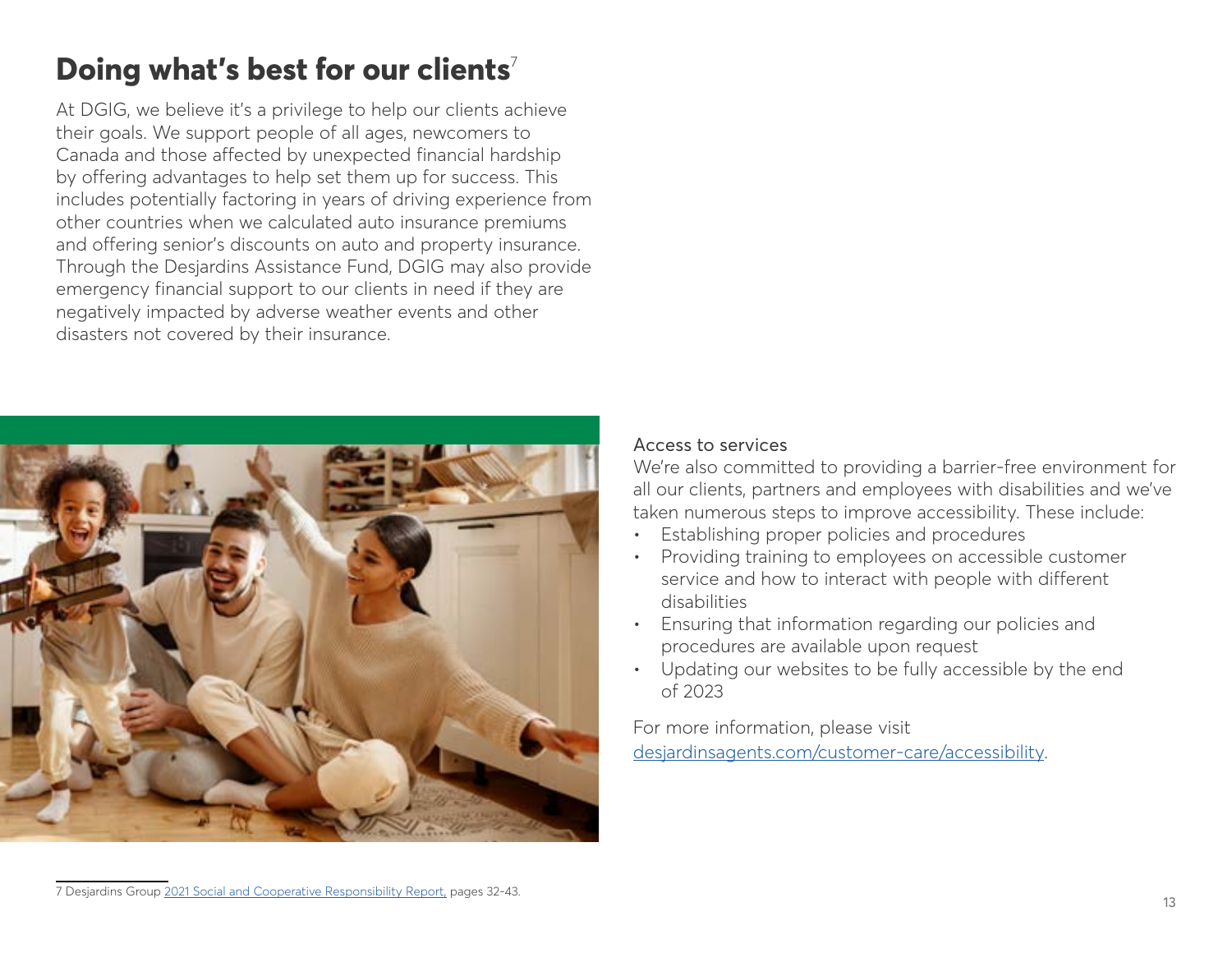# Doing what's best for our clients[7]

At DGIG, we believe it's a privilege to help our clients achieve their goals. We support people of all ages, newcomers to Canada and those affected by unexpected financial hardship by offering advantages to help set them up for success. This includes potentially factoring in years of driving experience from other countries when we calculated auto insurance premiums and offering senior's discounts on auto and property insurance. Through the Desjardins Assistance Fund, DGIG may also provide emergency financial support to our clients in need if they are negatively impacted by adverse weather events and other disasters not covered by their insurance.

Access to services

We're also committed to providing a barrier-free environment for all our clients, partners and employees with disabilities and we've taken numerous steps to improve accessibility. These include:

- Establishing proper policies and procedures
- Providing training to employees on accessible customer service and how to interact with people with different disabilities
- Ensuring that information regarding our policies and procedures are available upon request
- Updating our websites to be fully accessible by the end of 2023

For more information, please visit [desjardinsagents.com/customer-care/accessibility](desjardinsagents.com/customer-care/accessibility).

7 Desjardins Group 2021 Social and Cooperative Responsibility Report, pages 32-43.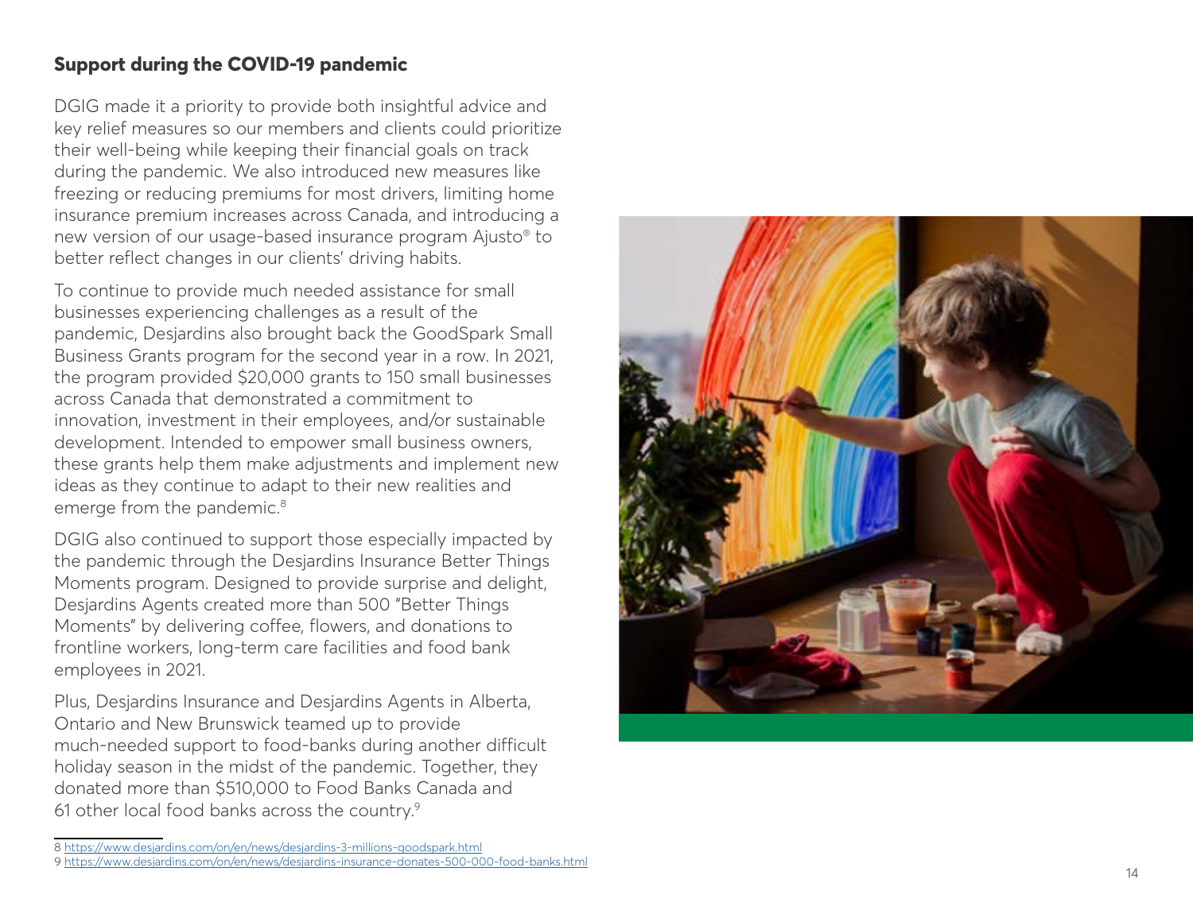## Support during the COVID-19 pandemic

DGIG made it a priority to provide both insightful advice and key relief measures so our members and clients could prioritize their well-being while keeping their financial goals on track during the pandemic. We also introduced new measures like freezing or reducing premiums for most drivers, limiting home insurance premium increases across Canada, and introducing a new version of our usage-based insurance program Ajusto® to better reflect changes in our clients' driving habits.

To continue to provide much needed assistance for small businesses experiencing challenges as a result of the pandemic, Desjardins also brought back the GoodSpark Small Business Grants program for the second year in a row. In 2021, the program provided $20,000 grants to 150 small businesses across Canada that demonstrated a commitment to innovation, investment in their employees, and/or sustainable development. Intended to empower small business owners, these grants help them make adjustments and implement new ideas as they continue to adapt to their new realities and emerge from the pandemic.[8]

DGIG also continued to support those especially impacted by the pandemic through the Desjardins Insurance Better Things Moments program. Designed to provide surprise and delight, Desjardins Agents created more than 500 "Better Things Moments" by delivering coffee, flowers, and donations to frontline workers, long-term care facilities and food bank employees in 2021.

Plus, Desjardins Insurance and Desjardins Agents in Alberta, Ontario and New Brunswick teamed up to provide much-needed support to food-banks during another difficult holiday season in the midst of the pandemic. Together, they donated more than $510,000 to Food Banks Canada and 61 other local food banks across the country.[9]

---

8 https://www.desjardins.com/on/en/news/desjardins-3-millions-goodspark.html

9 https://www.desjardins.com/on/en/news/desjardins-insurance-donates-500-000-food-banks.html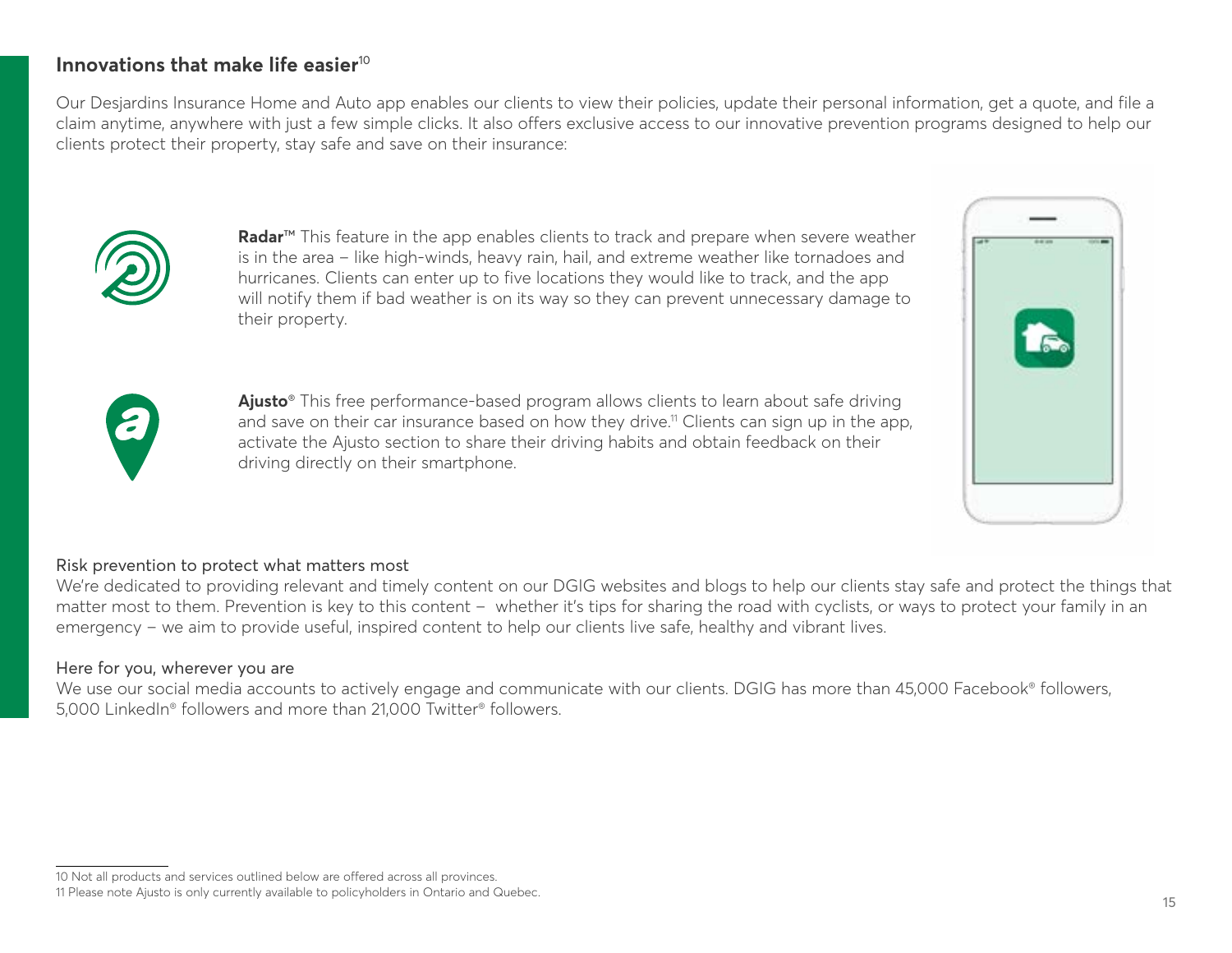## Innovations that make life easier[10]

Our Desjardins Insurance Home and Auto app enables our clients to view their policies, update their personal information, get a quote, and file a claim anytime, anywhere with just a few simple clicks. It also offers exclusive access to our innovative prevention programs designed to help our clients protect their property, stay safe and save on their insurance:

**Radar™** This feature in the app enables clients to track and prepare when severe weather is in the area – like high-winds, heavy rain, hail, and extreme weather like tornadoes and hurricanes. Clients can enter up to five locations they would like to track, and the app will notify them if bad weather is on its way so they can prevent unnecessary damage to their property.

**Ajusto®** This free performance-based program allows clients to learn about safe driving and save on their car insurance based on how they drive.[11] Clients can sign up in the app, activate the Ajusto section to share their driving habits and obtain feedback on their driving directly on their smartphone.

Risk prevention to protect what matters most

We're dedicated to providing relevant and timely content on our DGIG websites and blogs to help our clients stay safe and protect the things that matter most to them. Prevention is key to this content – whether it's tips for sharing the road with cyclists, or ways to protect your family in an emergency – we aim to provide useful, inspired content to help our clients live safe, healthy and vibrant lives.

Here for you, wherever you are

We use our social media accounts to actively engage and communicate with our clients. DGIG has more than 45,000 Facebook® followers, 5,000 LinkedIn® followers and more than 21,000 Twitter® followers.

---

10 Not all products and services outlined below are offered across all provinces.

11 Please note Ajusto is only currently available to policyholders in Ontario and Quebec.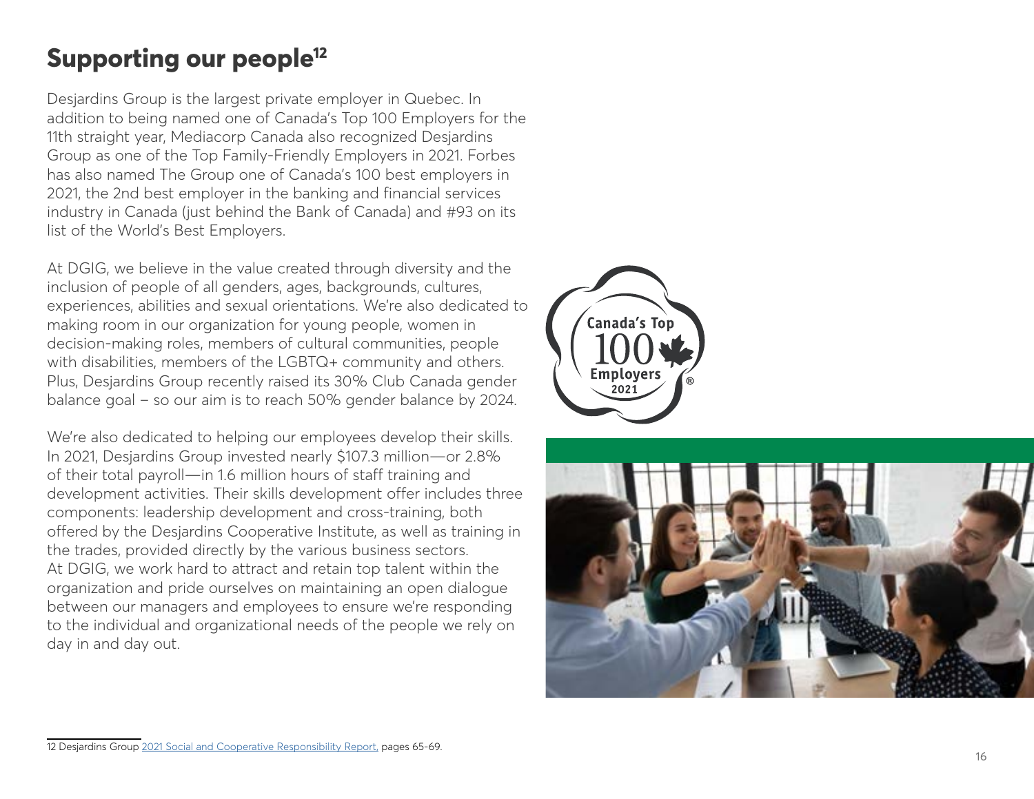# Supporting our people[12]

Desjardins Group is the largest private employer in Quebec. In addition to being named one of Canada's Top 100 Employers for the 11th straight year, Mediacorp Canada also recognized Desjardins Group as one of the Top Family-Friendly Employers in 2021. Forbes has also named The Group one of Canada's 100 best employers in 2021, the 2nd best employer in the banking and financial services industry in Canada (just behind the Bank of Canada) and #93 on its list of the World's Best Employers.

At DGIG, we believe in the value created through diversity and the inclusion of people of all genders, ages, backgrounds, cultures, experiences, abilities and sexual orientations. We're also dedicated to making room in our organization for young people, women in decision-making roles, members of cultural communities, people with disabilities, members of the LGBTQ+ community and others. Plus, Desjardins Group recently raised its 30% Club Canada gender balance goal – so our aim is to reach 50% gender balance by 2024.

We're also dedicated to helping our employees develop their skills. In 2021, Desjardins Group invested nearly $107.3 million—or 2.8% of their total payroll—in 1.6 million hours of staff training and development activities. Their skills development offer includes three components: leadership development and cross-training, both offered by the Desjardins Cooperative Institute, as well as training in the trades, provided directly by the various business sectors. At DGIG, we work hard to attract and retain top talent within the organization and pride ourselves on maintaining an open dialogue between our managers and employees to ensure we're responding to the individual and organizational needs of the people we rely on day in and day out.

---

12 Desjardins Group 2021 Social and Cooperative Responsibility Report, pages 65-69.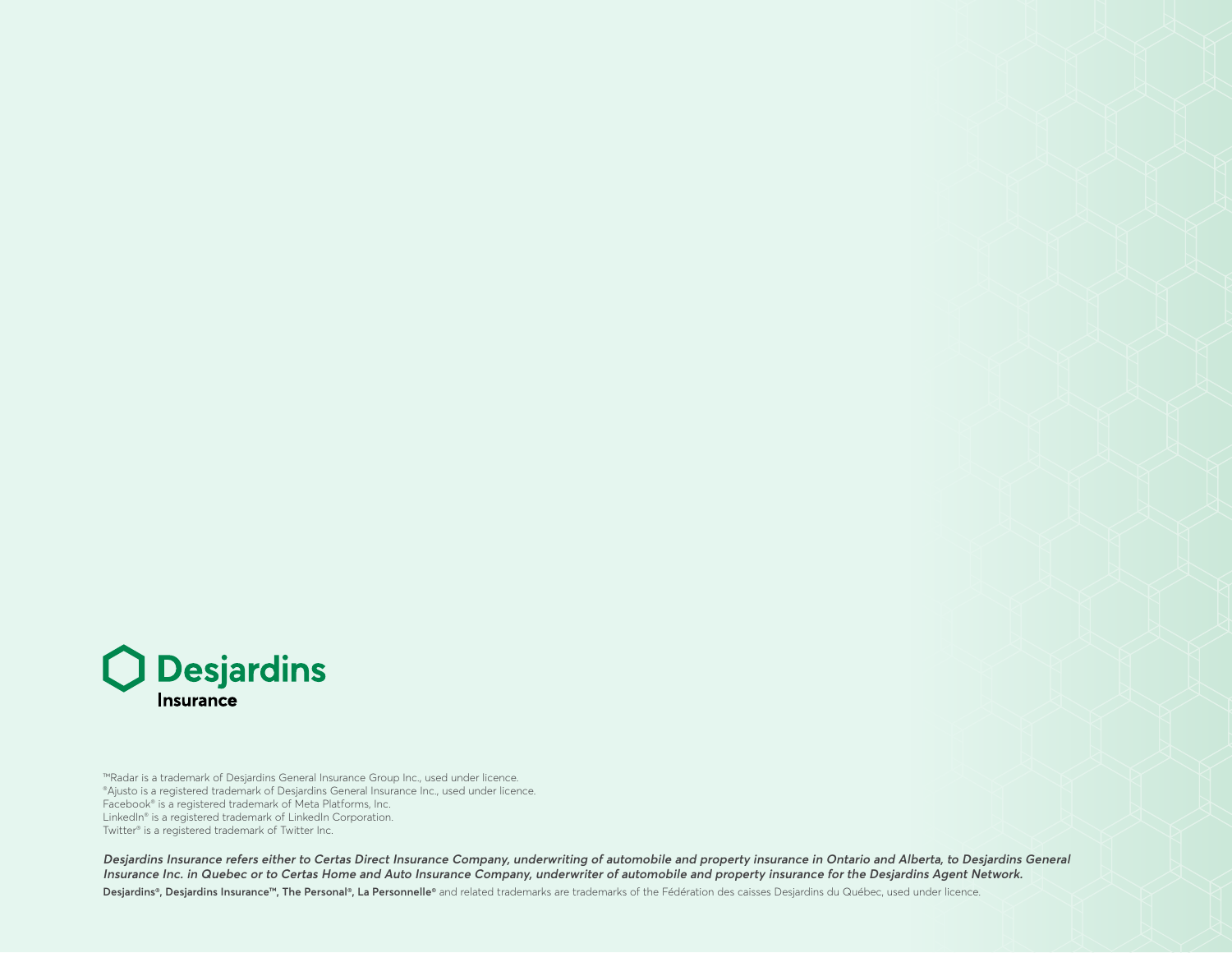Desjardins
Insurance

™Radar is a trademark of Desjardins General Insurance Group Inc., used under licence.
®Ajusto is a registered trademark of Desjardins General Insurance Inc., used under licence.
Facebook® is a registered trademark of Meta Platforms, Inc.
LinkedIn® is a registered trademark of LinkedIn Corporation.
Twitter® is a registered trademark of Twitter Inc.

*Desjardins Insurance refers either to Certas Direct Insurance Company, underwriting of automobile and property insurance in Ontario and Alberta, to Desjardins General Insurance Inc. in Quebec or to Certas Home and Auto Insurance Company, underwriter of automobile and property insurance for the Desjardins Agent Network.*

**Desjardins®, Desjardins Insurance™, The Personal®, La Personnelle®** and related trademarks are trademarks of the Fédération des caisses Desjardins du Québec, used under licence.